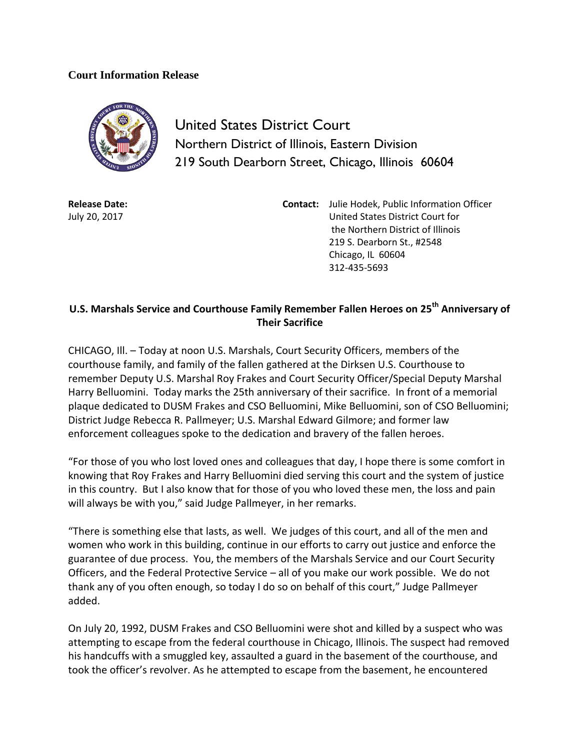**Court Information Release**

United States District Court
Northern District of Illinois, Eastern Division
219 South Dearborn Street, Chicago, Illinois 60604

**Release Date:**
July 20, 2017

**Contact:** Julie Hodek, Public Information Officer
United States District Court for
the Northern District of Illinois
219 S. Dearborn St., #2548
Chicago, IL 60604
312-435-5693

## U.S. Marshals Service and Courthouse Family Remember Fallen Heroes on 25th Anniversary of Their Sacrifice

CHICAGO, Ill. – Today at noon U.S. Marshals, Court Security Officers, members of the courthouse family, and family of the fallen gathered at the Dirksen U.S. Courthouse to remember Deputy U.S. Marshal Roy Frakes and Court Security Officer/Special Deputy Marshal Harry Belluomini. Today marks the 25th anniversary of their sacrifice. In front of a memorial plaque dedicated to DUSM Frakes and CSO Belluomini, Mike Belluomini, son of CSO Belluomini; District Judge Rebecca R. Pallmeyer; U.S. Marshal Edward Gilmore; and former law enforcement colleagues spoke to the dedication and bravery of the fallen heroes.

"For those of you who lost loved ones and colleagues that day, I hope there is some comfort in knowing that Roy Frakes and Harry Belluomini died serving this court and the system of justice in this country. But I also know that for those of you who loved these men, the loss and pain will always be with you," said Judge Pallmeyer, in her remarks.

"There is something else that lasts, as well. We judges of this court, and all of the men and women who work in this building, continue in our efforts to carry out justice and enforce the guarantee of due process. You, the members of the Marshals Service and our Court Security Officers, and the Federal Protective Service – all of you make our work possible. We do not thank any of you often enough, so today I do so on behalf of this court," Judge Pallmeyer added.

On July 20, 1992, DUSM Frakes and CSO Belluomini were shot and killed by a suspect who was attempting to escape from the federal courthouse in Chicago, Illinois. The suspect had removed his handcuffs with a smuggled key, assaulted a guard in the basement of the courthouse, and took the officer's revolver. As he attempted to escape from the basement, he encountered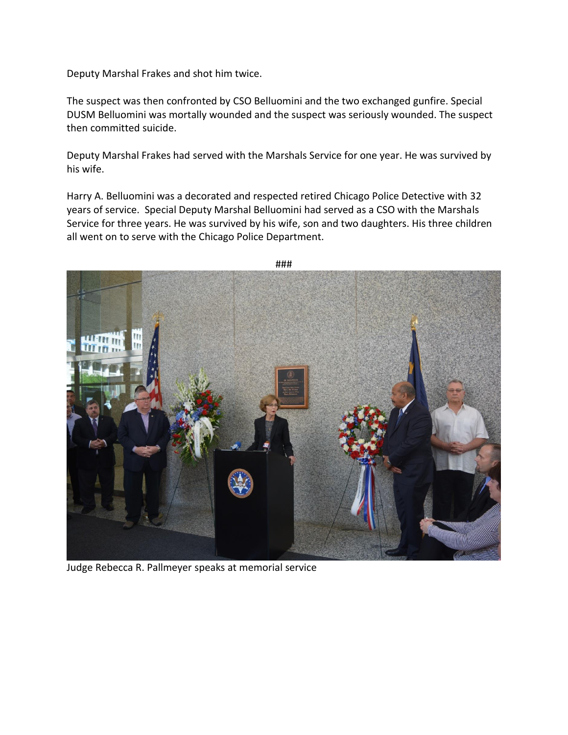Deputy Marshal Frakes and shot him twice.

The suspect was then confronted by CSO Belluomini and the two exchanged gunfire. Special DUSM Belluomini was mortally wounded and the suspect was seriously wounded. The suspect then committed suicide.

Deputy Marshal Frakes had served with the Marshals Service for one year. He was survived by his wife.

Harry A. Belluomini was a decorated and respected retired Chicago Police Detective with 32 years of service. Special Deputy Marshal Belluomini had served as a CSO with the Marshals Service for three years. He was survived by his wife, son and two daughters. His three children all went on to serve with the Chicago Police Department.

###

Judge Rebecca R. Pallmeyer speaks at memorial service